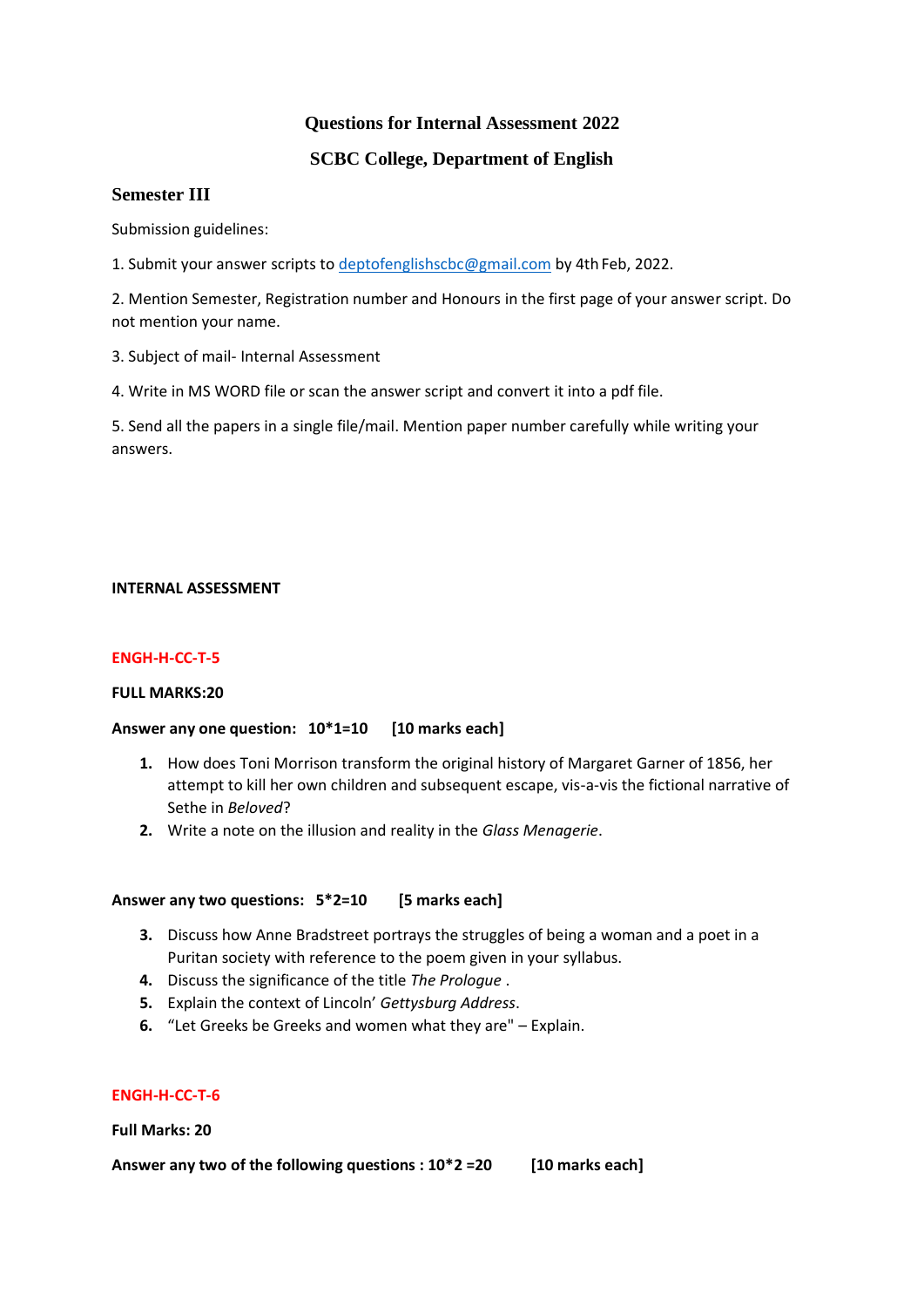# Questions for Internal Assessment 2022

## SCBC College, Department of English

### Semester III

Submission guidelines:

1. Submit your answer scripts to deptofenglishscbc@gmail.com by 4th Feb, 2022.

2. Mention Semester, Registration number and Honours in the first page of your answer script. Do not mention your name.

3. Subject of mail- Internal Assessment

4. Write in MS WORD file or scan the answer script and convert it into a pdf file.

5. Send all the papers in a single file/mail. Mention paper number carefully while writing your answers.

**INTERNAL ASSESSMENT**

**ENGH-H-CC-T-5**

**FULL MARKS:20**

**Answer any one question: 10*1=10 [10 marks each]**

1. How does Toni Morrison transform the original history of Margaret Garner of 1856, her attempt to kill her own children and subsequent escape, vis-a-vis the fictional narrative of Sethe in *Beloved*?
2. Write a note on the illusion and reality in the *Glass Menagerie*.

**Answer any two questions: 5*2=10 [5 marks each]**

3. Discuss how Anne Bradstreet portrays the struggles of being a woman and a poet in a Puritan society with reference to the poem given in your syllabus.
4. Discuss the significance of the title *The Prologue* .
5. Explain the context of Lincoln' *Gettysburg Address*.
6. "Let Greeks be Greeks and women what they are" – Explain.

**ENGH-H-CC-T-6**

**Full Marks: 20**

**Answer any two of the following questions : 10*2 =20 [10 marks each]**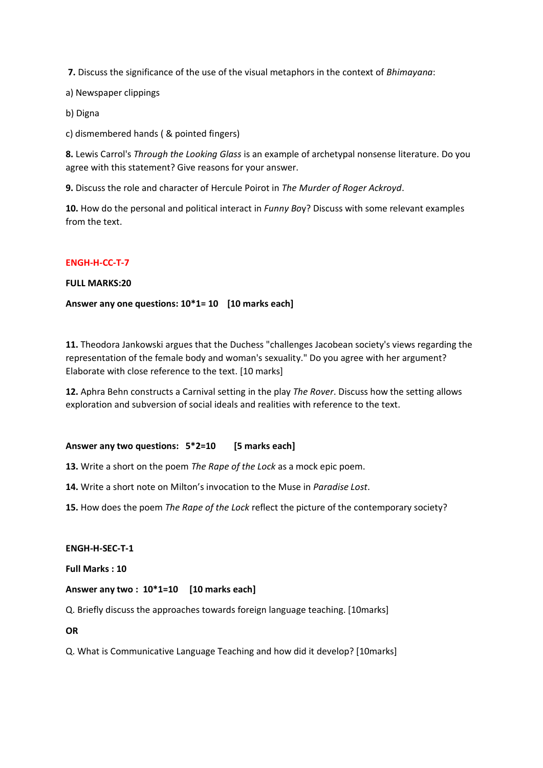**7.** Discuss the significance of the use of the visual metaphors in the context of *Bhimayana*:

a) Newspaper clippings

b) Digna

c) dismembered hands ( & pointed fingers)

**8.** Lewis Carrol's *Through the Looking Glass* is an example of archetypal nonsense literature. Do you agree with this statement? Give reasons for your answer.

**9.** Discuss the role and character of Hercule Poirot in *The Murder of Roger Ackroyd*.

**10.** How do the personal and political interact in *Funny Boy*? Discuss with some relevant examples from the text.

**ENGH-H-CC-T-7**

**FULL MARKS:20**

**Answer any one questions: 10*1= 10 [10 marks each]**

**11.** Theodora Jankowski argues that the Duchess "challenges Jacobean society's views regarding the representation of the female body and woman's sexuality." Do you agree with her argument? Elaborate with close reference to the text. [10 marks]

**12.** Aphra Behn constructs a Carnival setting in the play *The Rover*. Discuss how the setting allows exploration and subversion of social ideals and realities with reference to the text.

**Answer any two questions: 5*2=10 [5 marks each]**

**13.** Write a short on the poem *The Rape of the Lock* as a mock epic poem.

**14.** Write a short note on Milton's invocation to the Muse in *Paradise Lost*.

**15.** How does the poem *The Rape of the Lock* reflect the picture of the contemporary society?

**ENGH-H-SEC-T-1**

**Full Marks : 10**

**Answer any two : 10*1=10 [10 marks each]**

Q. Briefly discuss the approaches towards foreign language teaching. [10marks]

**OR**

Q. What is Communicative Language Teaching and how did it develop? [10marks]